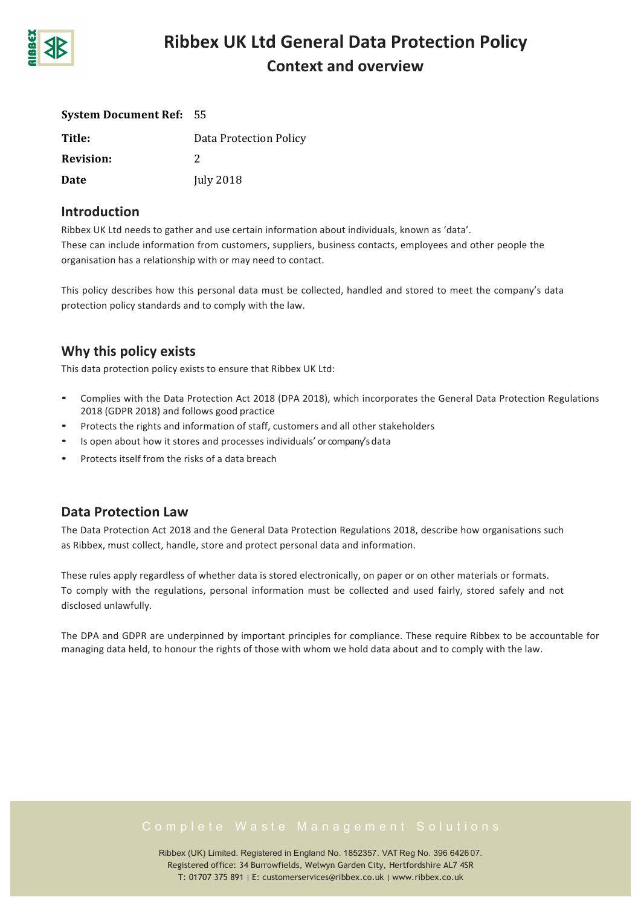# Ribbex UK Ltd General Data Protection Policy

## Context and overview

| | |
|---|---|
| **System Document Ref:** | 55 |
| **Title:** | Data Protection Policy |
| **Revision:** | 2 |
| **Date** | July 2018 |

## Introduction

Ribbex UK Ltd needs to gather and use certain information about individuals, known as 'data'.
These can include information from customers, suppliers, business contacts, employees and other people the organisation has a relationship with or may need to contact.

This policy describes how this personal data must be collected, handled and stored to meet the company's data protection policy standards and to comply with the law.

## Why this policy exists

This data protection policy exists to ensure that Ribbex UK Ltd:

- Complies with the Data Protection Act 2018 (DPA 2018), which incorporates the General Data Protection Regulations 2018 (GDPR 2018) and follows good practice
- Protects the rights and information of staff, customers and all other stakeholders
- Is open about how it stores and processes individuals' or company's data
- Protects itself from the risks of a data breach

## Data Protection Law

The Data Protection Act 2018 and the General Data Protection Regulations 2018, describe how organisations such as Ribbex, must collect, handle, store and protect personal data and information.

These rules apply regardless of whether data is stored electronically, on paper or on other materials or formats.
To comply with the regulations, personal information must be collected and used fairly, stored safely and not disclosed unlawfully.

The DPA and GDPR are underpinned by important principles for compliance. These require Ribbex to be accountable for managing data held, to honour the rights of those with whom we hold data about and to comply with the law.

Complete Waste Management Solutions

Ribbex (UK) Limited. Registered in England No. 1852357. VAT Reg No. 396 6426 07.
Registered office: 34 Burrowfields, Welwyn Garden City, Hertfordshire AL7 4SR
T: 01707 375 891 | E: customerservices@ribbex.co.uk | www.ribbex.co.uk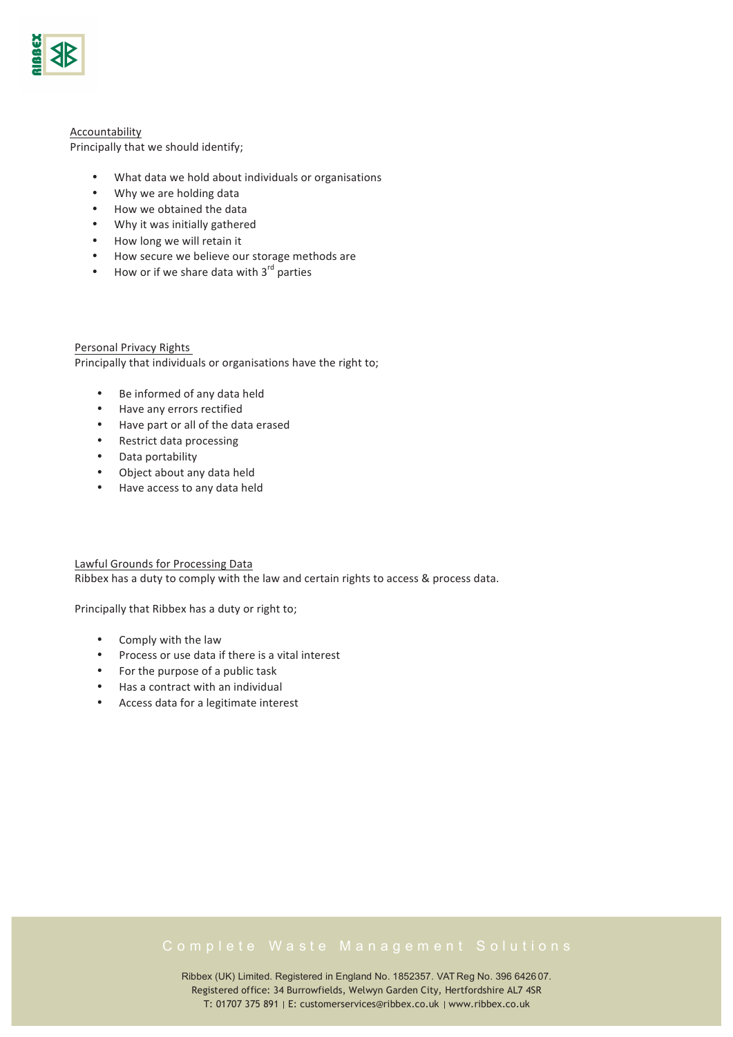## Accountability

Principally that we should identify;

- What data we hold about individuals or organisations
- Why we are holding data
- How we obtained the data
- Why it was initially gathered
- How long we will retain it
- How secure we believe our storage methods are
- How or if we share data with 3rd parties

## Personal Privacy Rights

Principally that individuals or organisations have the right to;

- Be informed of any data held
- Have any errors rectified
- Have part or all of the data erased
- Restrict data processing
- Data portability
- Object about any data held
- Have access to any data held

## Lawful Grounds for Processing Data

Ribbex has a duty to comply with the law and certain rights to access & process data.

Principally that Ribbex has a duty or right to;

- Comply with the law
- Process or use data if there is a vital interest
- For the purpose of a public task
- Has a contract with an individual
- Access data for a legitimate interest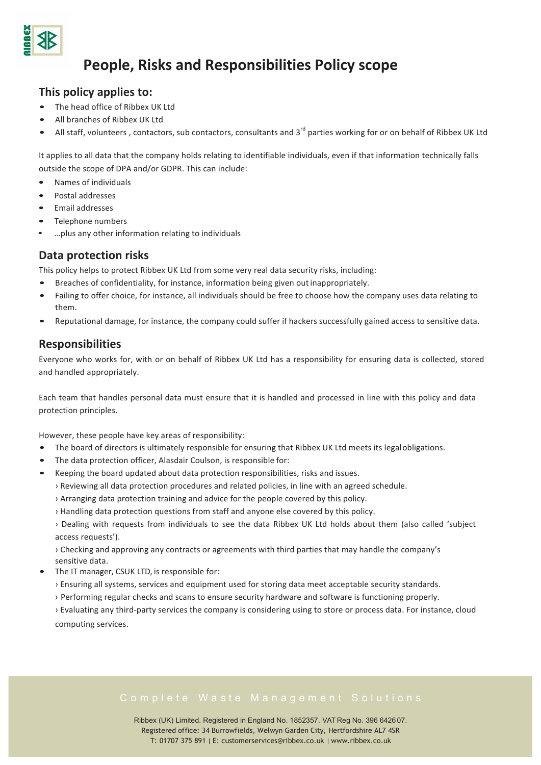# People, Risks and Responsibilities Policy scope

## This policy applies to:

- The head office of Ribbex UK Ltd
- All branches of Ribbex UK Ltd
- All staff, volunteers , contactors, sub contactors, consultants and 3rd parties working for or on behalf of Ribbex UK Ltd

It applies to all data that the company holds relating to identifiable individuals, even if that information technically falls outside the scope of DPA and/or GDPR. This can include:

- Names of individuals
- Postal addresses
- Email addresses
- Telephone numbers
- …plus any other information relating to individuals

## Data protection risks

This policy helps to protect Ribbex UK Ltd from some very real data security risks, including:

- Breaches of confidentiality, for instance, information being given out inappropriately.
- Failing to offer choice, for instance, all individuals should be free to choose how the company uses data relating to them.
- Reputational damage, for instance, the company could suffer if hackers successfully gained access to sensitive data.

## Responsibilities

Everyone who works for, with or on behalf of Ribbex UK Ltd has a responsibility for ensuring data is collected, stored and handled appropriately.

Each team that handles personal data must ensure that it is handled and processed in line with this policy and data protection principles.

However, these people have key areas of responsibility:

- The board of directors is ultimately responsible for ensuring that Ribbex UK Ltd meets its legal obligations.
- The data protection officer, Alasdair Coulson, is responsible for:
- Keeping the board updated about data protection responsibilities, risks and issues.
  › Reviewing all data protection procedures and related policies, in line with an agreed schedule.
  › Arranging data protection training and advice for the people covered by this policy.
  › Handling data protection questions from staff and anyone else covered by this policy.
  › Dealing with requests from individuals to see the data Ribbex UK Ltd holds about them (also called 'subject access requests').
  › Checking and approving any contracts or agreements with third parties that may handle the company's sensitive data.
- The IT manager, CSUK LTD, is responsible for:
  › Ensuring all systems, services and equipment used for storing data meet acceptable security standards.
  › Performing regular checks and scans to ensure security hardware and software is functioning properly.
  › Evaluating any third-party services the company is considering using to store or process data. For instance, cloud computing services.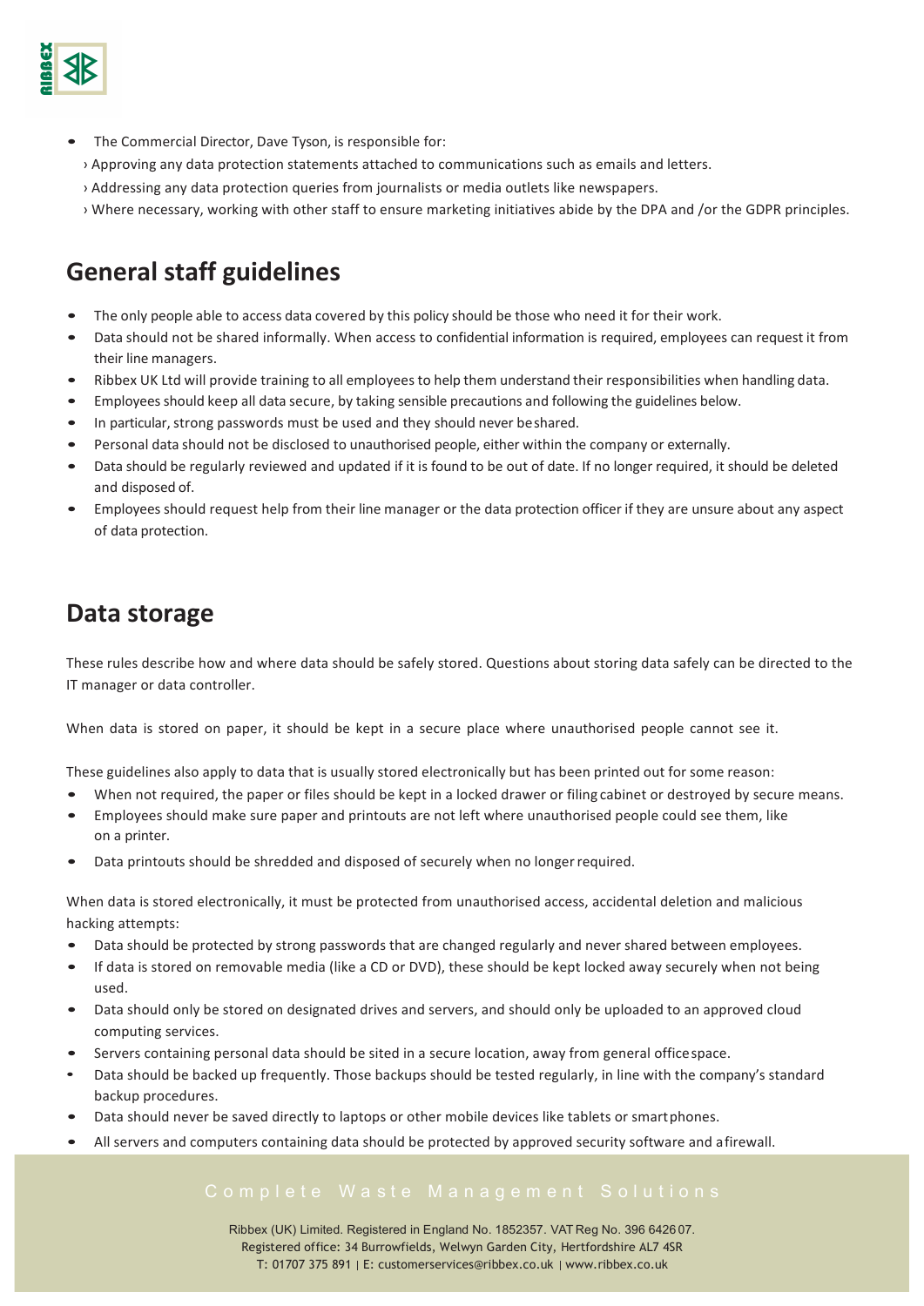- The Commercial Director, Dave Tyson, is responsible for:
  - › Approving any data protection statements attached to communications such as emails and letters.
  - › Addressing any data protection queries from journalists or media outlets like newspapers.
  - › Where necessary, working with other staff to ensure marketing initiatives abide by the DPA and /or the GDPR principles.

## General staff guidelines

- The only people able to access data covered by this policy should be those who need it for their work.
- Data should not be shared informally. When access to confidential information is required, employees can request it from their line managers.
- Ribbex UK Ltd will provide training to all employees to help them understand their responsibilities when handling data.
- Employees should keep all data secure, by taking sensible precautions and following the guidelines below.
- In particular, strong passwords must be used and they should never be shared.
- Personal data should not be disclosed to unauthorised people, either within the company or externally.
- Data should be regularly reviewed and updated if it is found to be out of date. If no longer required, it should be deleted and disposed of.
- Employees should request help from their line manager or the data protection officer if they are unsure about any aspect of data protection.

## Data storage

These rules describe how and where data should be safely stored. Questions about storing data safely can be directed to the IT manager or data controller.

When data is stored on paper, it should be kept in a secure place where unauthorised people cannot see it.

These guidelines also apply to data that is usually stored electronically but has been printed out for some reason:

- When not required, the paper or files should be kept in a locked drawer or filing cabinet or destroyed by secure means.
- Employees should make sure paper and printouts are not left where unauthorised people could see them, like on a printer.
- Data printouts should be shredded and disposed of securely when no longer required.

When data is stored electronically, it must be protected from unauthorised access, accidental deletion and malicious hacking attempts:

- Data should be protected by strong passwords that are changed regularly and never shared between employees.
- If data is stored on removable media (like a CD or DVD), these should be kept locked away securely when not being used.
- Data should only be stored on designated drives and servers, and should only be uploaded to an approved cloud computing services.
- Servers containing personal data should be sited in a secure location, away from general office space.
- Data should be backed up frequently. Those backups should be tested regularly, in line with the company's standard backup procedures.
- Data should never be saved directly to laptops or other mobile devices like tablets or smart phones.
- All servers and computers containing data should be protected by approved security software and a firewall.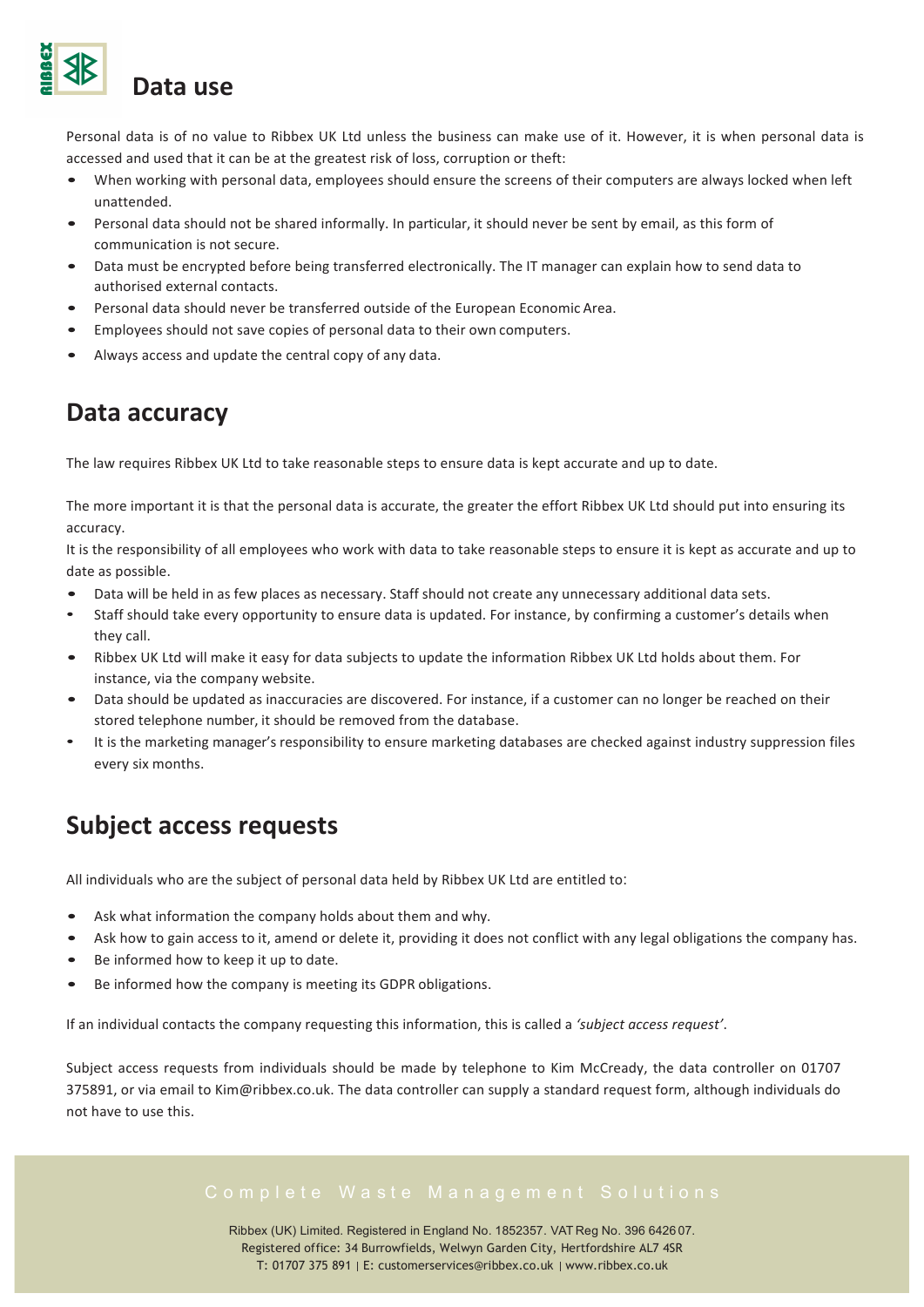## Data use

Personal data is of no value to Ribbex UK Ltd unless the business can make use of it. However, it is when personal data is accessed and used that it can be at the greatest risk of loss, corruption or theft:

- When working with personal data, employees should ensure the screens of their computers are always locked when left unattended.
- Personal data should not be shared informally. In particular, it should never be sent by email, as this form of communication is not secure.
- Data must be encrypted before being transferred electronically. The IT manager can explain how to send data to authorised external contacts.
- Personal data should never be transferred outside of the European Economic Area.
- Employees should not save copies of personal data to their own computers.
- Always access and update the central copy of any data.

## Data accuracy

The law requires Ribbex UK Ltd to take reasonable steps to ensure data is kept accurate and up to date.

The more important it is that the personal data is accurate, the greater the effort Ribbex UK Ltd should put into ensuring its accuracy.

It is the responsibility of all employees who work with data to take reasonable steps to ensure it is kept as accurate and up to date as possible.

- Data will be held in as few places as necessary. Staff should not create any unnecessary additional data sets.
- Staff should take every opportunity to ensure data is updated. For instance, by confirming a customer's details when they call.
- Ribbex UK Ltd will make it easy for data subjects to update the information Ribbex UK Ltd holds about them. For instance, via the company website.
- Data should be updated as inaccuracies are discovered. For instance, if a customer can no longer be reached on their stored telephone number, it should be removed from the database.
- It is the marketing manager's responsibility to ensure marketing databases are checked against industry suppression files every six months.

## Subject access requests

All individuals who are the subject of personal data held by Ribbex UK Ltd are entitled to:

- Ask what information the company holds about them and why.
- Ask how to gain access to it, amend or delete it, providing it does not conflict with any legal obligations the company has.
- Be informed how to keep it up to date.
- Be informed how the company is meeting its GDPR obligations.

If an individual contacts the company requesting this information, this is called a *'subject access request'*.

Subject access requests from individuals should be made by telephone to Kim McCready, the data controller on 01707 375891, or via email to Kim@ribbex.co.uk. The data controller can supply a standard request form, although individuals do not have to use this.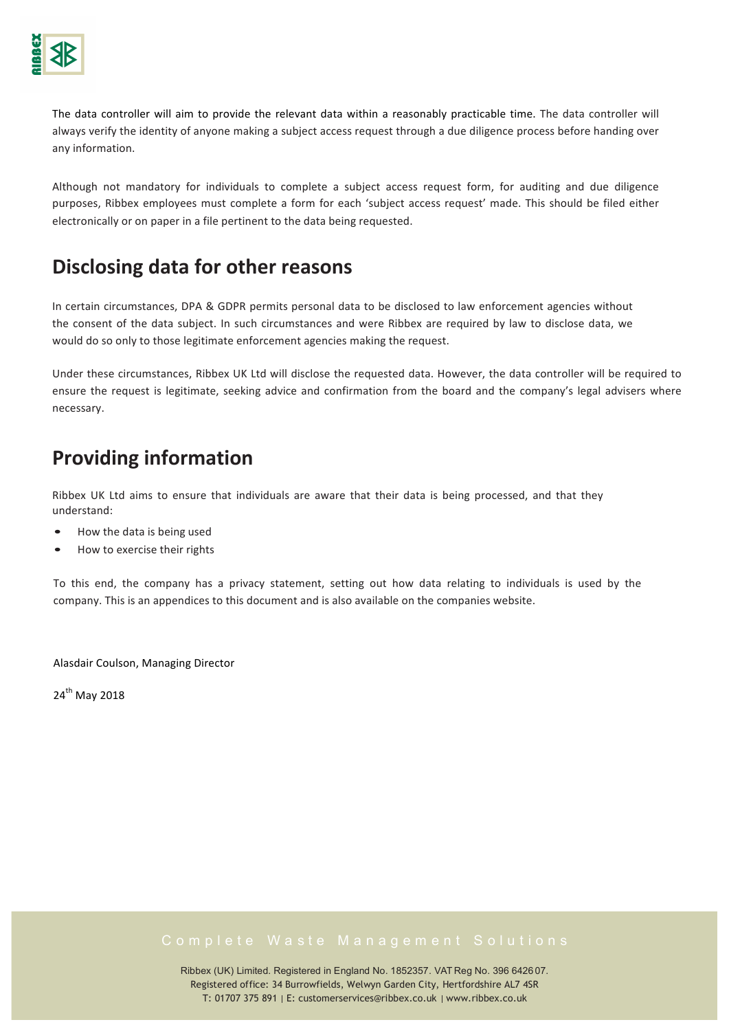The data controller will aim to provide the relevant data within a reasonably practicable time. The data controller will always verify the identity of anyone making a subject access request through a due diligence process before handing over any information.

Although not mandatory for individuals to complete a subject access request form, for auditing and due diligence purposes, Ribbex employees must complete a form for each 'subject access request' made. This should be filed either electronically or on paper in a file pertinent to the data being requested.

## Disclosing data for other reasons

In certain circumstances, DPA & GDPR permits personal data to be disclosed to law enforcement agencies without the consent of the data subject. In such circumstances and were Ribbex are required by law to disclose data, we would do so only to those legitimate enforcement agencies making the request.

Under these circumstances, Ribbex UK Ltd will disclose the requested data. However, the data controller will be required to ensure the request is legitimate, seeking advice and confirmation from the board and the company's legal advisers where necessary.

## Providing information

Ribbex UK Ltd aims to ensure that individuals are aware that their data is being processed, and that they understand:

- How the data is being used
- How to exercise their rights

To this end, the company has a privacy statement, setting out how data relating to individuals is used by the company. This is an appendices to this document and is also available on the companies website.

Alasdair Coulson, Managing Director

24th May 2018